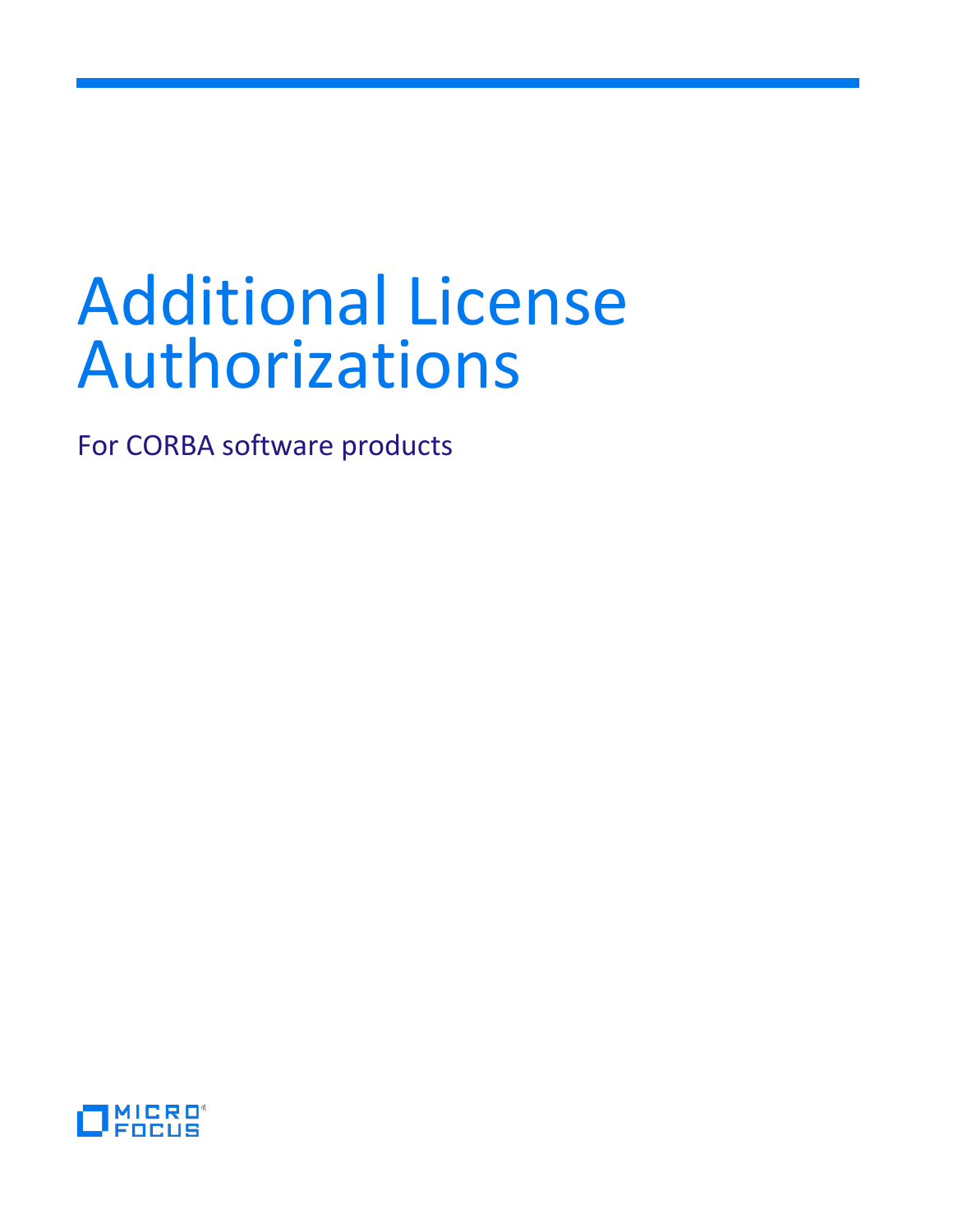# Additional License Authorizations

For CORBA software products

MICRO FOCUS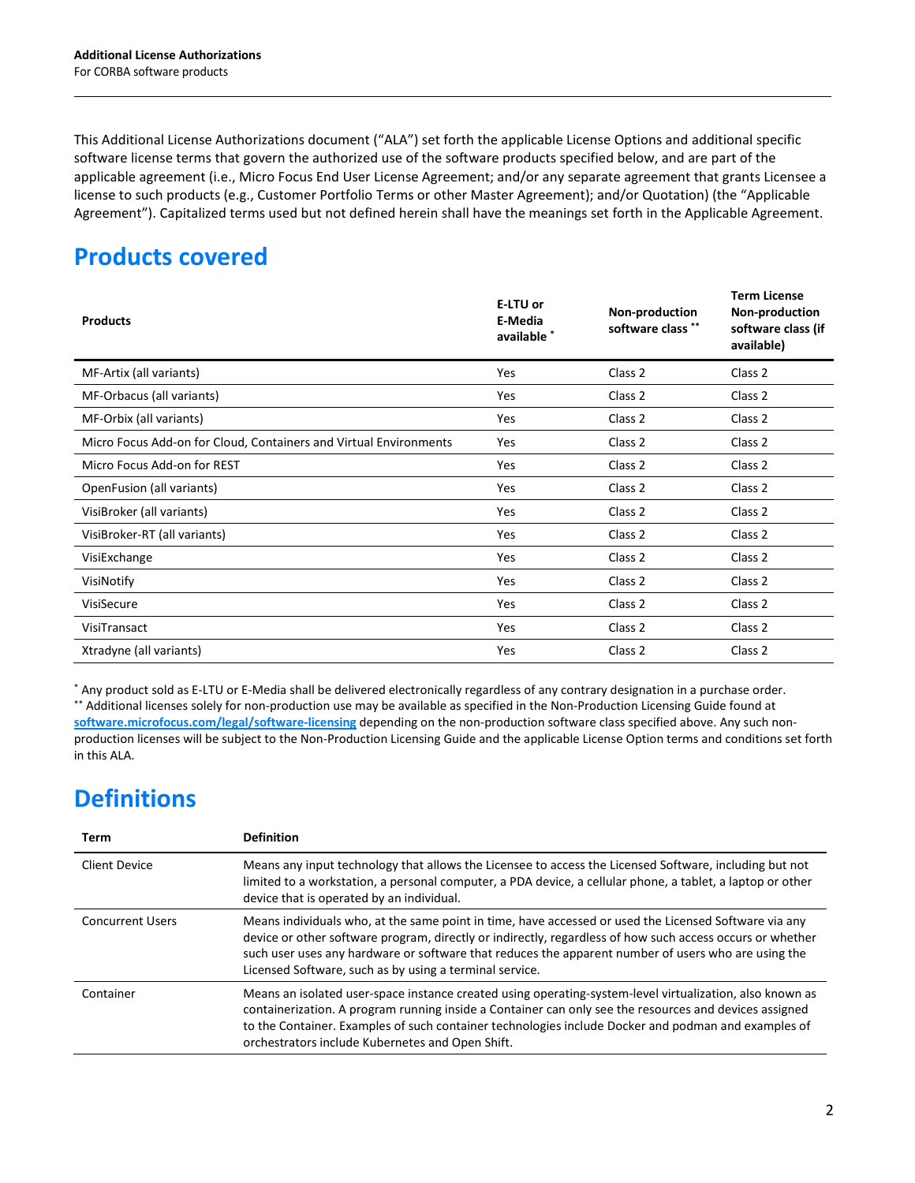This Additional License Authorizations document ("ALA") set forth the applicable License Options and additional specific software license terms that govern the authorized use of the software products specified below, and are part of the applicable agreement (i.e., Micro Focus End User License Agreement; and/or any separate agreement that grants Licensee a license to such products (e.g., Customer Portfolio Terms or other Master Agreement); and/or Quotation) (the "Applicable Agreement"). Capitalized terms used but not defined herein shall have the meanings set forth in the Applicable Agreement.

## Products covered

| Products | E-LTU or E-Media available * | Non-production software class ** | Term License Non-production software class (if available) |
|---|---|---|---|
| MF-Artix (all variants) | Yes | Class 2 | Class 2 |
| MF-Orbacus (all variants) | Yes | Class 2 | Class 2 |
| MF-Orbix (all variants) | Yes | Class 2 | Class 2 |
| Micro Focus Add-on for Cloud, Containers and Virtual Environments | Yes | Class 2 | Class 2 |
| Micro Focus Add-on for REST | Yes | Class 2 | Class 2 |
| OpenFusion (all variants) | Yes | Class 2 | Class 2 |
| VisiBroker (all variants) | Yes | Class 2 | Class 2 |
| VisiBroker-RT (all variants) | Yes | Class 2 | Class 2 |
| VisiExchange | Yes | Class 2 | Class 2 |
| VisiNotify | Yes | Class 2 | Class 2 |
| VisiSecure | Yes | Class 2 | Class 2 |
| VisiTransact | Yes | Class 2 | Class 2 |
| Xtradyne (all variants) | Yes | Class 2 | Class 2 |

* Any product sold as E-LTU or E-Media shall be delivered electronically regardless of any contrary designation in a purchase order.
** Additional licenses solely for non-production use may be available as specified in the Non-Production Licensing Guide found at **software.microfocus.com/legal/software-licensing** depending on the non-production software class specified above. Any such non-production licenses will be subject to the Non-Production Licensing Guide and the applicable License Option terms and conditions set forth in this ALA.

## Definitions

| Term | Definition |
|---|---|
| Client Device | Means any input technology that allows the Licensee to access the Licensed Software, including but not limited to a workstation, a personal computer, a PDA device, a cellular phone, a tablet, a laptop or other device that is operated by an individual. |
| Concurrent Users | Means individuals who, at the same point in time, have accessed or used the Licensed Software via any device or other software program, directly or indirectly, regardless of how such access occurs or whether such user uses any hardware or software that reduces the apparent number of users who are using the Licensed Software, such as by using a terminal service. |
| Container | Means an isolated user-space instance created using operating-system-level virtualization, also known as containerization. A program running inside a Container can only see the resources and devices assigned to the Container. Examples of such container technologies include Docker and podman and examples of orchestrators include Kubernetes and Open Shift. |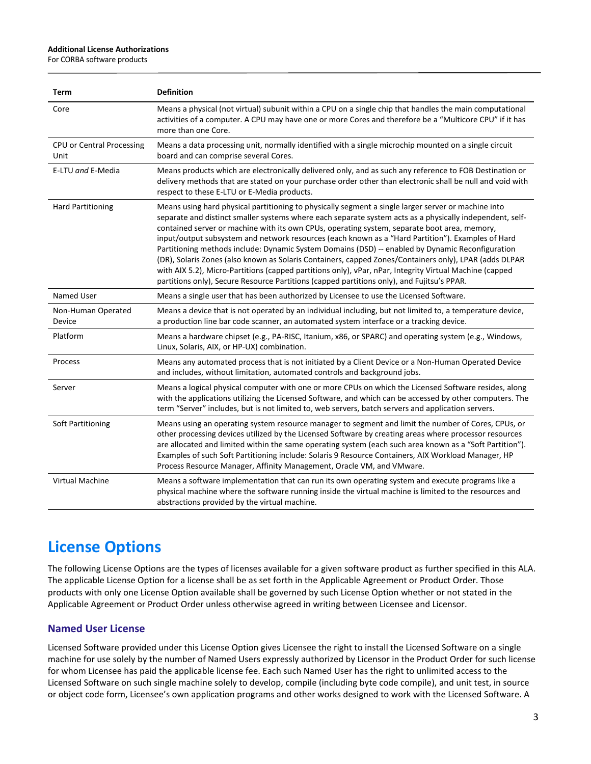| Term | Definition |
| --- | --- |
| Core | Means a physical (not virtual) subunit within a CPU on a single chip that handles the main computational activities of a computer. A CPU may have one or more Cores and therefore be a "Multicore CPU" if it has more than one Core. |
| CPU or Central Processing Unit | Means a data processing unit, normally identified with a single microchip mounted on a single circuit board and can comprise several Cores. |
| E-LTU *and* E-Media | Means products which are electronically delivered only, and as such any reference to FOB Destination or delivery methods that are stated on your purchase order other than electronic shall be null and void with respect to these E-LTU or E-Media products. |
| Hard Partitioning | Means using hard physical partitioning to physically segment a single larger server or machine into separate and distinct smaller systems where each separate system acts as a physically independent, self-contained server or machine with its own CPUs, operating system, separate boot area, memory, input/output subsystem and network resources (each known as a "Hard Partition"). Examples of Hard Partitioning methods include: Dynamic System Domains (DSD) -- enabled by Dynamic Reconfiguration (DR), Solaris Zones (also known as Solaris Containers, capped Zones/Containers only), LPAR (adds DLPAR with AIX 5.2), Micro-Partitions (capped partitions only), vPar, nPar, Integrity Virtual Machine (capped partitions only), Secure Resource Partitions (capped partitions only), and Fujitsu's PPAR. |
| Named User | Means a single user that has been authorized by Licensee to use the Licensed Software. |
| Non-Human Operated Device | Means a device that is not operated by an individual including, but not limited to, a temperature device, a production line bar code scanner, an automated system interface or a tracking device. |
| Platform | Means a hardware chipset (e.g., PA-RISC, Itanium, x86, or SPARC) and operating system (e.g., Windows, Linux, Solaris, AIX, or HP-UX) combination. |
| Process | Means any automated process that is not initiated by a Client Device or a Non-Human Operated Device and includes, without limitation, automated controls and background jobs. |
| Server | Means a logical physical computer with one or more CPUs on which the Licensed Software resides, along with the applications utilizing the Licensed Software, and which can be accessed by other computers. The term "Server" includes, but is not limited to, web servers, batch servers and application servers. |
| Soft Partitioning | Means using an operating system resource manager to segment and limit the number of Cores, CPUs, or other processing devices utilized by the Licensed Software by creating areas where processor resources are allocated and limited within the same operating system (each such area known as a "Soft Partition"). Examples of such Soft Partitioning include: Solaris 9 Resource Containers, AIX Workload Manager, HP Process Resource Manager, Affinity Management, Oracle VM, and VMware. |
| Virtual Machine | Means a software implementation that can run its own operating system and execute programs like a physical machine where the software running inside the virtual machine is limited to the resources and abstractions provided by the virtual machine. |

# License Options

The following License Options are the types of licenses available for a given software product as further specified in this ALA. The applicable License Option for a license shall be as set forth in the Applicable Agreement or Product Order. Those products with only one License Option available shall be governed by such License Option whether or not stated in the Applicable Agreement or Product Order unless otherwise agreed in writing between Licensee and Licensor.

## Named User License

Licensed Software provided under this License Option gives Licensee the right to install the Licensed Software on a single machine for use solely by the number of Named Users expressly authorized by Licensor in the Product Order for such license for whom Licensee has paid the applicable license fee. Each such Named User has the right to unlimited access to the Licensed Software on such single machine solely to develop, compile (including byte code compile), and unit test, in source or object code form, Licensee's own application programs and other works designed to work with the Licensed Software. A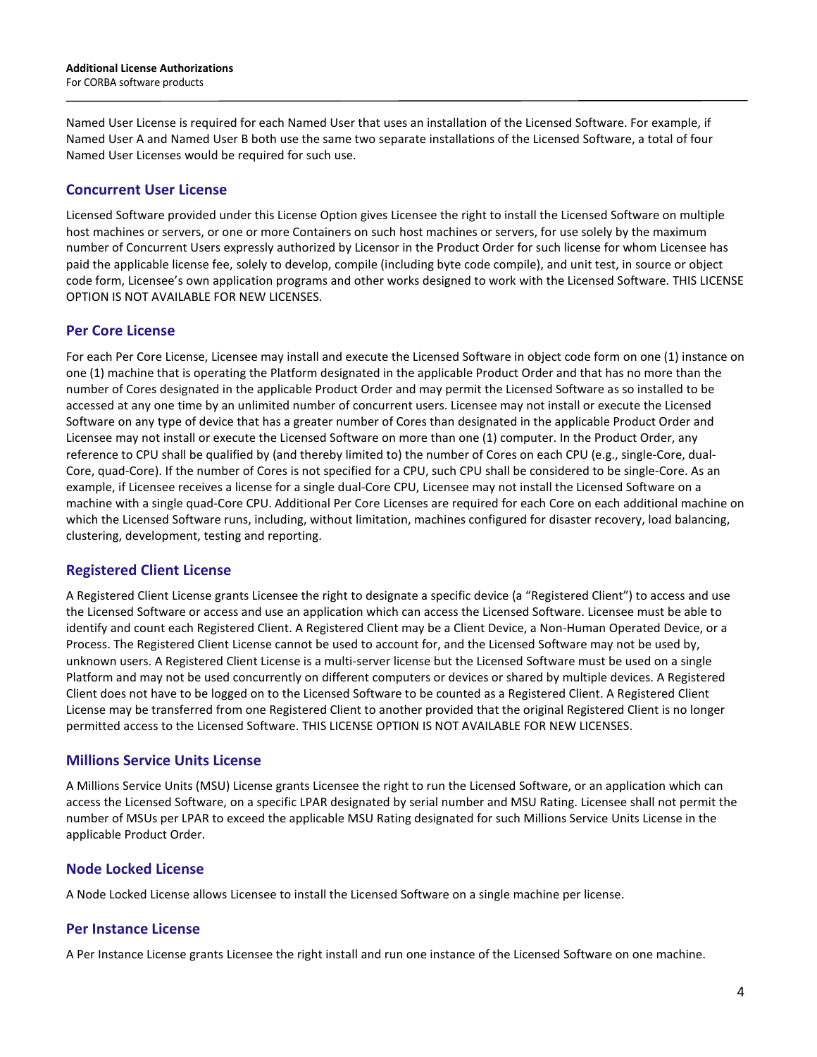Named User License is required for each Named User that uses an installation of the Licensed Software. For example, if Named User A and Named User B both use the same two separate installations of the Licensed Software, a total of four Named User Licenses would be required for such use.

## Concurrent User License

Licensed Software provided under this License Option gives Licensee the right to install the Licensed Software on multiple host machines or servers, or one or more Containers on such host machines or servers, for use solely by the maximum number of Concurrent Users expressly authorized by Licensor in the Product Order for such license for whom Licensee has paid the applicable license fee, solely to develop, compile (including byte code compile), and unit test, in source or object code form, Licensee's own application programs and other works designed to work with the Licensed Software. THIS LICENSE OPTION IS NOT AVAILABLE FOR NEW LICENSES.

## Per Core License

For each Per Core License, Licensee may install and execute the Licensed Software in object code form on one (1) instance on one (1) machine that is operating the Platform designated in the applicable Product Order and that has no more than the number of Cores designated in the applicable Product Order and may permit the Licensed Software as so installed to be accessed at any one time by an unlimited number of concurrent users. Licensee may not install or execute the Licensed Software on any type of device that has a greater number of Cores than designated in the applicable Product Order and Licensee may not install or execute the Licensed Software on more than one (1) computer. In the Product Order, any reference to CPU shall be qualified by (and thereby limited to) the number of Cores on each CPU (e.g., single-Core, dual-Core, quad-Core). If the number of Cores is not specified for a CPU, such CPU shall be considered to be single-Core. As an example, if Licensee receives a license for a single dual-Core CPU, Licensee may not install the Licensed Software on a machine with a single quad-Core CPU. Additional Per Core Licenses are required for each Core on each additional machine on which the Licensed Software runs, including, without limitation, machines configured for disaster recovery, load balancing, clustering, development, testing and reporting.

## Registered Client License

A Registered Client License grants Licensee the right to designate a specific device (a "Registered Client") to access and use the Licensed Software or access and use an application which can access the Licensed Software. Licensee must be able to identify and count each Registered Client. A Registered Client may be a Client Device, a Non-Human Operated Device, or a Process. The Registered Client License cannot be used to account for, and the Licensed Software may not be used by, unknown users. A Registered Client License is a multi-server license but the Licensed Software must be used on a single Platform and may not be used concurrently on different computers or devices or shared by multiple devices. A Registered Client does not have to be logged on to the Licensed Software to be counted as a Registered Client. A Registered Client License may be transferred from one Registered Client to another provided that the original Registered Client is no longer permitted access to the Licensed Software. THIS LICENSE OPTION IS NOT AVAILABLE FOR NEW LICENSES.

## Millions Service Units License

A Millions Service Units (MSU) License grants Licensee the right to run the Licensed Software, or an application which can access the Licensed Software, on a specific LPAR designated by serial number and MSU Rating. Licensee shall not permit the number of MSUs per LPAR to exceed the applicable MSU Rating designated for such Millions Service Units License in the applicable Product Order.

## Node Locked License

A Node Locked License allows Licensee to install the Licensed Software on a single machine per license.

## Per Instance License

A Per Instance License grants Licensee the right install and run one instance of the Licensed Software on one machine.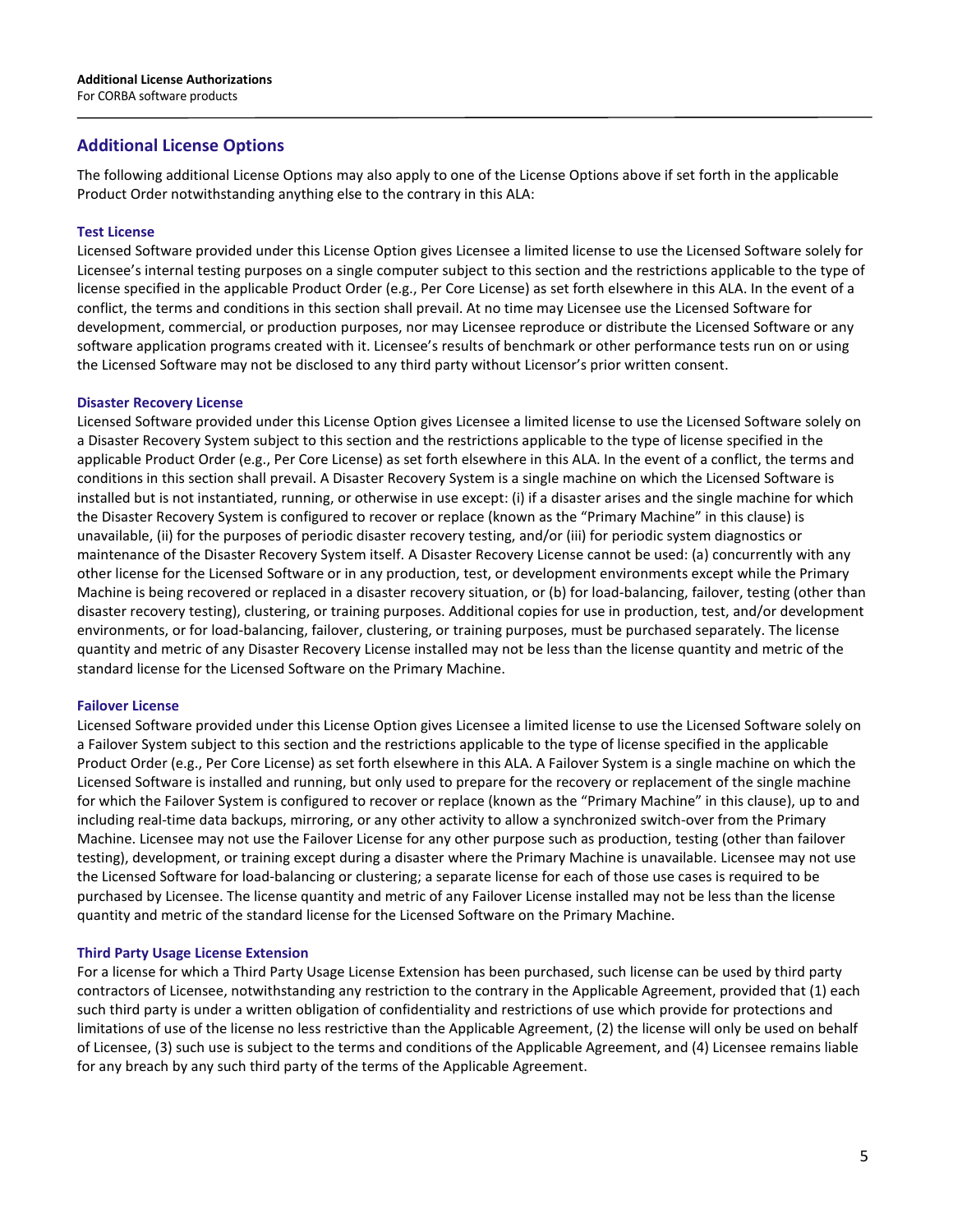## Additional License Options

The following additional License Options may also apply to one of the License Options above if set forth in the applicable Product Order notwithstanding anything else to the contrary in this ALA:

### Test License

Licensed Software provided under this License Option gives Licensee a limited license to use the Licensed Software solely for Licensee's internal testing purposes on a single computer subject to this section and the restrictions applicable to the type of license specified in the applicable Product Order (e.g., Per Core License) as set forth elsewhere in this ALA. In the event of a conflict, the terms and conditions in this section shall prevail. At no time may Licensee use the Licensed Software for development, commercial, or production purposes, nor may Licensee reproduce or distribute the Licensed Software or any software application programs created with it. Licensee's results of benchmark or other performance tests run on or using the Licensed Software may not be disclosed to any third party without Licensor's prior written consent.

### Disaster Recovery License

Licensed Software provided under this License Option gives Licensee a limited license to use the Licensed Software solely on a Disaster Recovery System subject to this section and the restrictions applicable to the type of license specified in the applicable Product Order (e.g., Per Core License) as set forth elsewhere in this ALA. In the event of a conflict, the terms and conditions in this section shall prevail. A Disaster Recovery System is a single machine on which the Licensed Software is installed but is not instantiated, running, or otherwise in use except: (i) if a disaster arises and the single machine for which the Disaster Recovery System is configured to recover or replace (known as the "Primary Machine" in this clause) is unavailable, (ii) for the purposes of periodic disaster recovery testing, and/or (iii) for periodic system diagnostics or maintenance of the Disaster Recovery System itself. A Disaster Recovery License cannot be used: (a) concurrently with any other license for the Licensed Software or in any production, test, or development environments except while the Primary Machine is being recovered or replaced in a disaster recovery situation, or (b) for load-balancing, failover, testing (other than disaster recovery testing), clustering, or training purposes. Additional copies for use in production, test, and/or development environments, or for load-balancing, failover, clustering, or training purposes, must be purchased separately. The license quantity and metric of any Disaster Recovery License installed may not be less than the license quantity and metric of the standard license for the Licensed Software on the Primary Machine.

### Failover License

Licensed Software provided under this License Option gives Licensee a limited license to use the Licensed Software solely on a Failover System subject to this section and the restrictions applicable to the type of license specified in the applicable Product Order (e.g., Per Core License) as set forth elsewhere in this ALA. A Failover System is a single machine on which the Licensed Software is installed and running, but only used to prepare for the recovery or replacement of the single machine for which the Failover System is configured to recover or replace (known as the "Primary Machine" in this clause), up to and including real-time data backups, mirroring, or any other activity to allow a synchronized switch-over from the Primary Machine. Licensee may not use the Failover License for any other purpose such as production, testing (other than failover testing), development, or training except during a disaster where the Primary Machine is unavailable. Licensee may not use the Licensed Software for load-balancing or clustering; a separate license for each of those use cases is required to be purchased by Licensee. The license quantity and metric of any Failover License installed may not be less than the license quantity and metric of the standard license for the Licensed Software on the Primary Machine.

### Third Party Usage License Extension

For a license for which a Third Party Usage License Extension has been purchased, such license can be used by third party contractors of Licensee, notwithstanding any restriction to the contrary in the Applicable Agreement, provided that (1) each such third party is under a written obligation of confidentiality and restrictions of use which provide for protections and limitations of use of the license no less restrictive than the Applicable Agreement, (2) the license will only be used on behalf of Licensee, (3) such use is subject to the terms and conditions of the Applicable Agreement, and (4) Licensee remains liable for any breach by any such third party of the terms of the Applicable Agreement.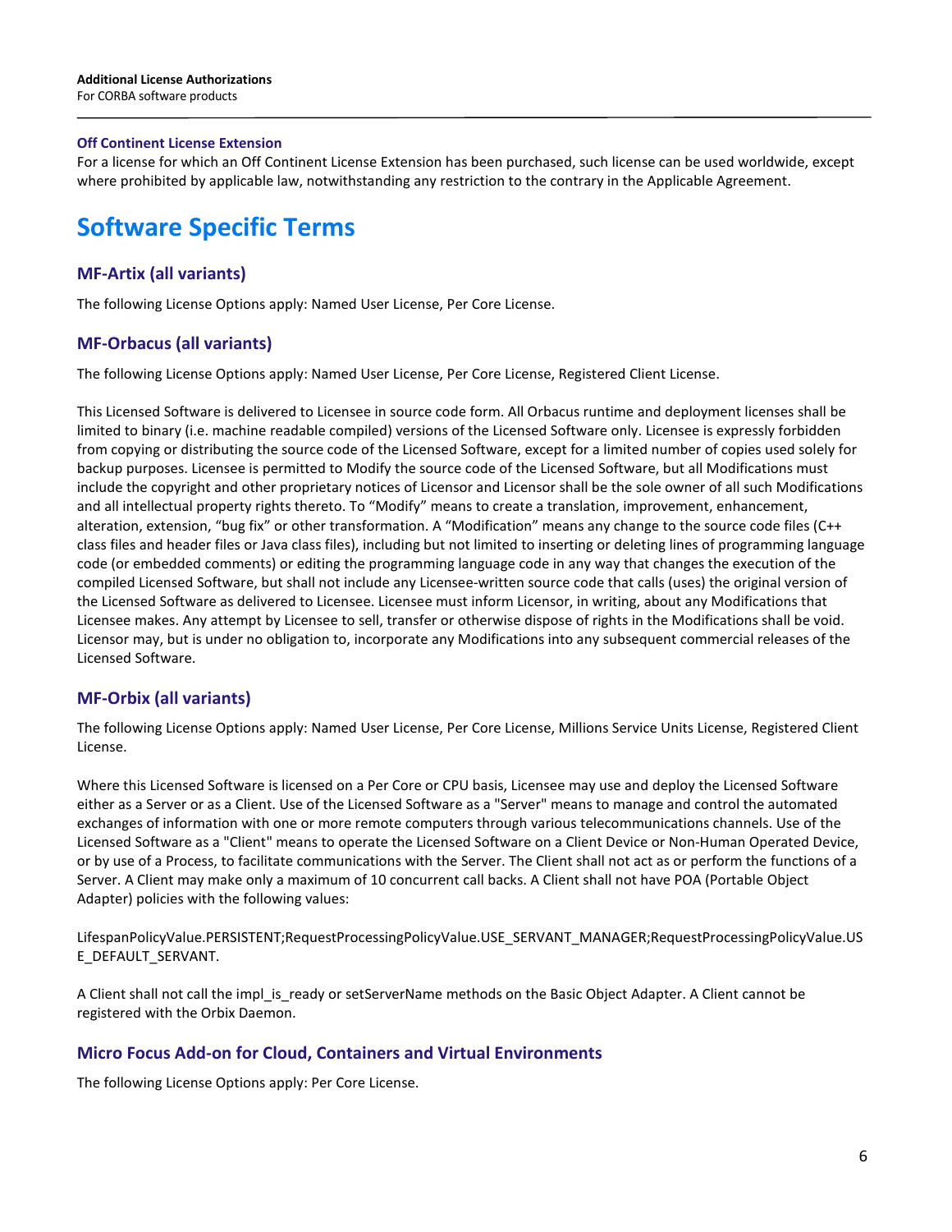### Off Continent License Extension

For a license for which an Off Continent License Extension has been purchased, such license can be used worldwide, except where prohibited by applicable law, notwithstanding any restriction to the contrary in the Applicable Agreement.

# Software Specific Terms

## MF-Artix (all variants)

The following License Options apply: Named User License, Per Core License.

## MF-Orbacus (all variants)

The following License Options apply: Named User License, Per Core License, Registered Client License.

This Licensed Software is delivered to Licensee in source code form. All Orbacus runtime and deployment licenses shall be limited to binary (i.e. machine readable compiled) versions of the Licensed Software only. Licensee is expressly forbidden from copying or distributing the source code of the Licensed Software, except for a limited number of copies used solely for backup purposes. Licensee is permitted to Modify the source code of the Licensed Software, but all Modifications must include the copyright and other proprietary notices of Licensor and Licensor shall be the sole owner of all such Modifications and all intellectual property rights thereto. To "Modify" means to create a translation, improvement, enhancement, alteration, extension, "bug fix" or other transformation. A "Modification" means any change to the source code files (C++ class files and header files or Java class files), including but not limited to inserting or deleting lines of programming language code (or embedded comments) or editing the programming language code in any way that changes the execution of the compiled Licensed Software, but shall not include any Licensee-written source code that calls (uses) the original version of the Licensed Software as delivered to Licensee. Licensee must inform Licensor, in writing, about any Modifications that Licensee makes. Any attempt by Licensee to sell, transfer or otherwise dispose of rights in the Modifications shall be void. Licensor may, but is under no obligation to, incorporate any Modifications into any subsequent commercial releases of the Licensed Software.

## MF-Orbix (all variants)

The following License Options apply: Named User License, Per Core License, Millions Service Units License, Registered Client License.

Where this Licensed Software is licensed on a Per Core or CPU basis, Licensee may use and deploy the Licensed Software either as a Server or as a Client. Use of the Licensed Software as a "Server" means to manage and control the automated exchanges of information with one or more remote computers through various telecommunications channels. Use of the Licensed Software as a "Client" means to operate the Licensed Software on a Client Device or Non-Human Operated Device, or by use of a Process, to facilitate communications with the Server. The Client shall not act as or perform the functions of a Server. A Client may make only a maximum of 10 concurrent call backs. A Client shall not have POA (Portable Object Adapter) policies with the following values:

LifespanPolicyValue.PERSISTENT;RequestProcessingPolicyValue.USE_SERVANT_MANAGER;RequestProcessingPolicyValue.USE_DEFAULT_SERVANT.

A Client shall not call the impl_is_ready or setServerName methods on the Basic Object Adapter. A Client cannot be registered with the Orbix Daemon.

## Micro Focus Add-on for Cloud, Containers and Virtual Environments

The following License Options apply: Per Core License.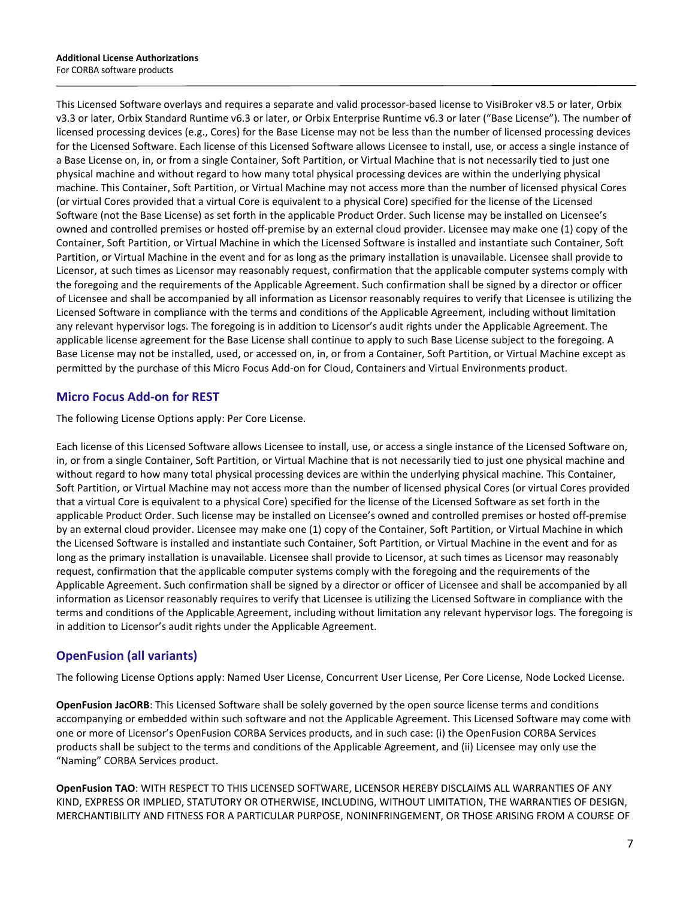This Licensed Software overlays and requires a separate and valid processor-based license to VisiBroker v8.5 or later, Orbix v3.3 or later, Orbix Standard Runtime v6.3 or later, or Orbix Enterprise Runtime v6.3 or later ("Base License"). The number of licensed processing devices (e.g., Cores) for the Base License may not be less than the number of licensed processing devices for the Licensed Software. Each license of this Licensed Software allows Licensee to install, use, or access a single instance of a Base License on, in, or from a single Container, Soft Partition, or Virtual Machine that is not necessarily tied to just one physical machine and without regard to how many total physical processing devices are within the underlying physical machine. This Container, Soft Partition, or Virtual Machine may not access more than the number of licensed physical Cores (or virtual Cores provided that a virtual Core is equivalent to a physical Core) specified for the license of the Licensed Software (not the Base License) as set forth in the applicable Product Order. Such license may be installed on Licensee's owned and controlled premises or hosted off-premise by an external cloud provider. Licensee may make one (1) copy of the Container, Soft Partition, or Virtual Machine in which the Licensed Software is installed and instantiate such Container, Soft Partition, or Virtual Machine in the event and for as long as the primary installation is unavailable. Licensee shall provide to Licensor, at such times as Licensor may reasonably request, confirmation that the applicable computer systems comply with the foregoing and the requirements of the Applicable Agreement. Such confirmation shall be signed by a director or officer of Licensee and shall be accompanied by all information as Licensor reasonably requires to verify that Licensee is utilizing the Licensed Software in compliance with the terms and conditions of the Applicable Agreement, including without limitation any relevant hypervisor logs. The foregoing is in addition to Licensor's audit rights under the Applicable Agreement. The applicable license agreement for the Base License shall continue to apply to such Base License subject to the foregoing. A Base License may not be installed, used, or accessed on, in, or from a Container, Soft Partition, or Virtual Machine except as permitted by the purchase of this Micro Focus Add-on for Cloud, Containers and Virtual Environments product.

## Micro Focus Add-on for REST

The following License Options apply: Per Core License.

Each license of this Licensed Software allows Licensee to install, use, or access a single instance of the Licensed Software on, in, or from a single Container, Soft Partition, or Virtual Machine that is not necessarily tied to just one physical machine and without regard to how many total physical processing devices are within the underlying physical machine. This Container, Soft Partition, or Virtual Machine may not access more than the number of licensed physical Cores (or virtual Cores provided that a virtual Core is equivalent to a physical Core) specified for the license of the Licensed Software as set forth in the applicable Product Order. Such license may be installed on Licensee's owned and controlled premises or hosted off-premise by an external cloud provider. Licensee may make one (1) copy of the Container, Soft Partition, or Virtual Machine in which the Licensed Software is installed and instantiate such Container, Soft Partition, or Virtual Machine in the event and for as long as the primary installation is unavailable. Licensee shall provide to Licensor, at such times as Licensor may reasonably request, confirmation that the applicable computer systems comply with the foregoing and the requirements of the Applicable Agreement. Such confirmation shall be signed by a director or officer of Licensee and shall be accompanied by all information as Licensor reasonably requires to verify that Licensee is utilizing the Licensed Software in compliance with the terms and conditions of the Applicable Agreement, including without limitation any relevant hypervisor logs. The foregoing is in addition to Licensor's audit rights under the Applicable Agreement.

## OpenFusion (all variants)

The following License Options apply: Named User License, Concurrent User License, Per Core License, Node Locked License.

**OpenFusion JacORB**: This Licensed Software shall be solely governed by the open source license terms and conditions accompanying or embedded within such software and not the Applicable Agreement. This Licensed Software may come with one or more of Licensor's OpenFusion CORBA Services products, and in such case: (i) the OpenFusion CORBA Services products shall be subject to the terms and conditions of the Applicable Agreement, and (ii) Licensee may only use the "Naming" CORBA Services product.

**OpenFusion TAO**: WITH RESPECT TO THIS LICENSED SOFTWARE, LICENSOR HEREBY DISCLAIMS ALL WARRANTIES OF ANY KIND, EXPRESS OR IMPLIED, STATUTORY OR OTHERWISE, INCLUDING, WITHOUT LIMITATION, THE WARRANTIES OF DESIGN, MERCHANTIBILITY AND FITNESS FOR A PARTICULAR PURPOSE, NONINFRINGEMENT, OR THOSE ARISING FROM A COURSE OF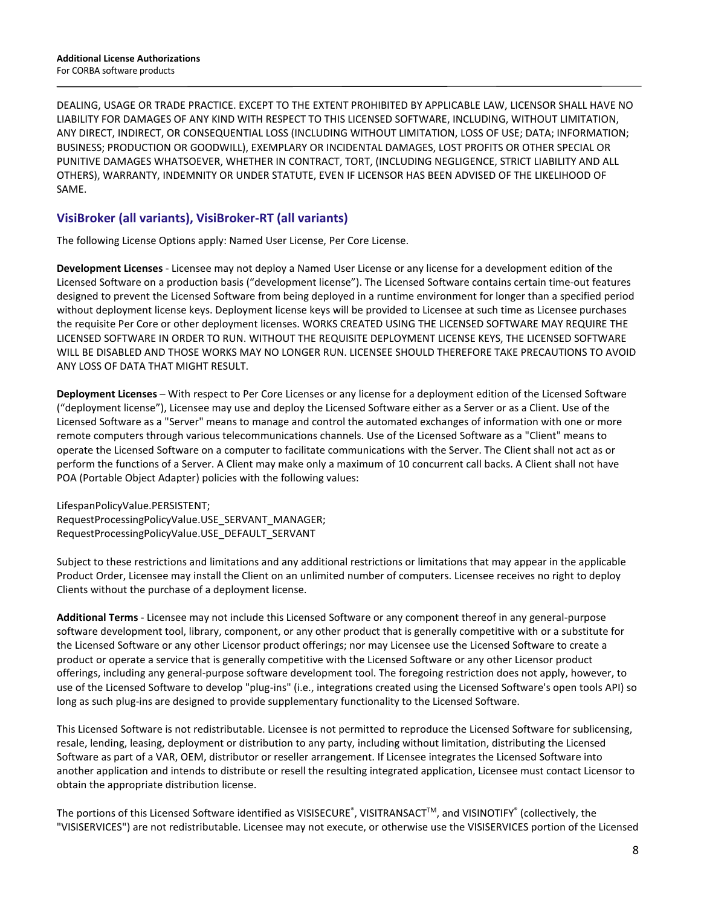DEALING, USAGE OR TRADE PRACTICE. EXCEPT TO THE EXTENT PROHIBITED BY APPLICABLE LAW, LICENSOR SHALL HAVE NO LIABILITY FOR DAMAGES OF ANY KIND WITH RESPECT TO THIS LICENSED SOFTWARE, INCLUDING, WITHOUT LIMITATION, ANY DIRECT, INDIRECT, OR CONSEQUENTIAL LOSS (INCLUDING WITHOUT LIMITATION, LOSS OF USE; DATA; INFORMATION; BUSINESS; PRODUCTION OR GOODWILL), EXEMPLARY OR INCIDENTAL DAMAGES, LOST PROFITS OR OTHER SPECIAL OR PUNITIVE DAMAGES WHATSOEVER, WHETHER IN CONTRACT, TORT, (INCLUDING NEGLIGENCE, STRICT LIABILITY AND ALL OTHERS), WARRANTY, INDEMNITY OR UNDER STATUTE, EVEN IF LICENSOR HAS BEEN ADVISED OF THE LIKELIHOOD OF SAME.

## VisiBroker (all variants), VisiBroker-RT (all variants)

The following License Options apply: Named User License, Per Core License.

**Development Licenses** - Licensee may not deploy a Named User License or any license for a development edition of the Licensed Software on a production basis ("development license"). The Licensed Software contains certain time-out features designed to prevent the Licensed Software from being deployed in a runtime environment for longer than a specified period without deployment license keys. Deployment license keys will be provided to Licensee at such time as Licensee purchases the requisite Per Core or other deployment licenses. WORKS CREATED USING THE LICENSED SOFTWARE MAY REQUIRE THE LICENSED SOFTWARE IN ORDER TO RUN. WITHOUT THE REQUISITE DEPLOYMENT LICENSE KEYS, THE LICENSED SOFTWARE WILL BE DISABLED AND THOSE WORKS MAY NO LONGER RUN. LICENSEE SHOULD THEREFORE TAKE PRECAUTIONS TO AVOID ANY LOSS OF DATA THAT MIGHT RESULT.

**Deployment Licenses** – With respect to Per Core Licenses or any license for a deployment edition of the Licensed Software ("deployment license"), Licensee may use and deploy the Licensed Software either as a Server or as a Client. Use of the Licensed Software as a "Server" means to manage and control the automated exchanges of information with one or more remote computers through various telecommunications channels. Use of the Licensed Software as a "Client" means to operate the Licensed Software on a computer to facilitate communications with the Server. The Client shall not act as or perform the functions of a Server. A Client may make only a maximum of 10 concurrent call backs. A Client shall not have POA (Portable Object Adapter) policies with the following values:

LifespanPolicyValue.PERSISTENT;
RequestProcessingPolicyValue.USE_SERVANT_MANAGER;
RequestProcessingPolicyValue.USE_DEFAULT_SERVANT

Subject to these restrictions and limitations and any additional restrictions or limitations that may appear in the applicable Product Order, Licensee may install the Client on an unlimited number of computers. Licensee receives no right to deploy Clients without the purchase of a deployment license.

**Additional Terms** - Licensee may not include this Licensed Software or any component thereof in any general-purpose software development tool, library, component, or any other product that is generally competitive with or a substitute for the Licensed Software or any other Licensor product offerings; nor may Licensee use the Licensed Software to create a product or operate a service that is generally competitive with the Licensed Software or any other Licensor product offerings, including any general-purpose software development tool. The foregoing restriction does not apply, however, to use of the Licensed Software to develop "plug-ins" (i.e., integrations created using the Licensed Software's open tools API) so long as such plug-ins are designed to provide supplementary functionality to the Licensed Software.

This Licensed Software is not redistributable. Licensee is not permitted to reproduce the Licensed Software for sublicensing, resale, lending, leasing, deployment or distribution to any party, including without limitation, distributing the Licensed Software as part of a VAR, OEM, distributor or reseller arrangement. If Licensee integrates the Licensed Software into another application and intends to distribute or resell the resulting integrated application, Licensee must contact Licensor to obtain the appropriate distribution license.

The portions of this Licensed Software identified as VISISECURE®, VISITRANSACT™, and VISINOTIFY® (collectively, the "VISISERVICES") are not redistributable. Licensee may not execute, or otherwise use the VISISERVICES portion of the Licensed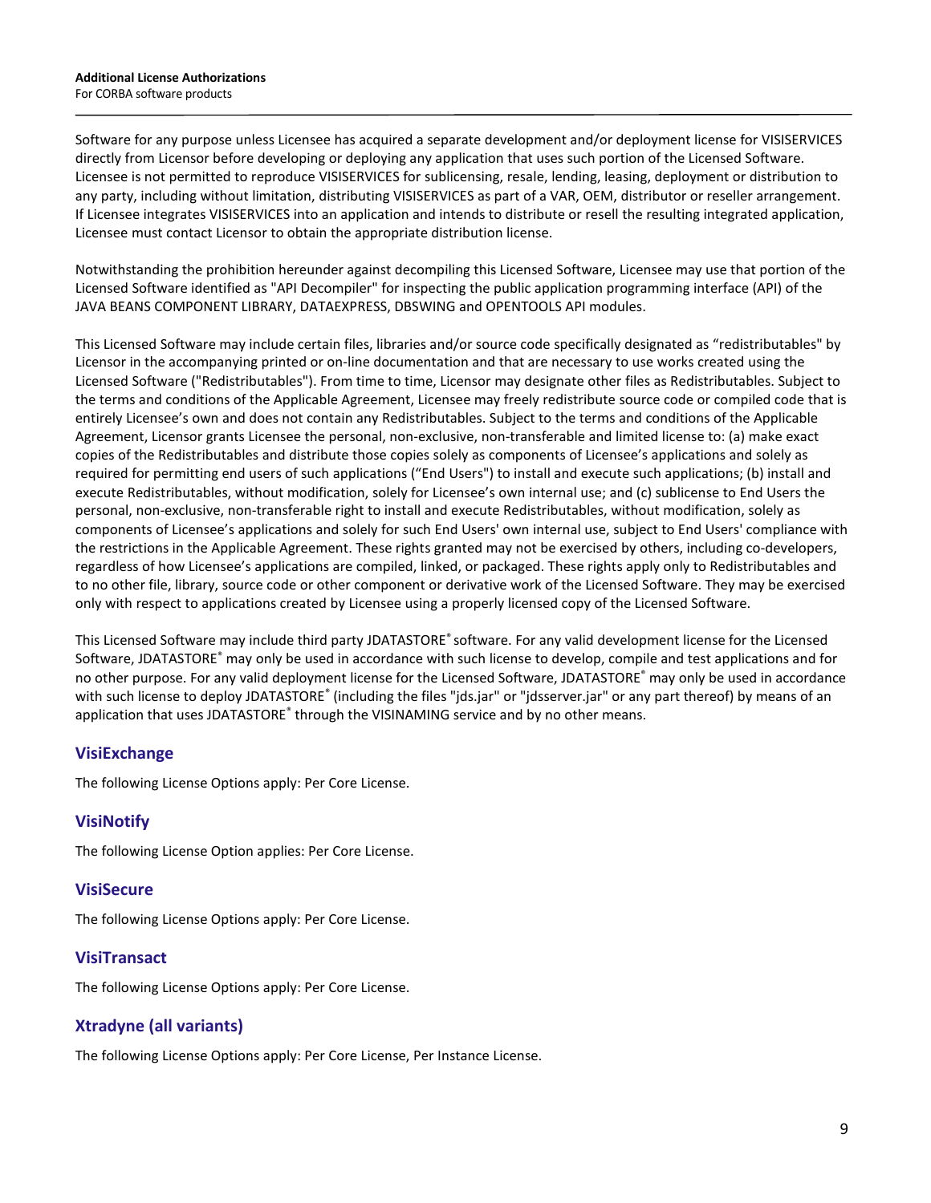Software for any purpose unless Licensee has acquired a separate development and/or deployment license for VISISERVICES directly from Licensor before developing or deploying any application that uses such portion of the Licensed Software. Licensee is not permitted to reproduce VISISERVICES for sublicensing, resale, lending, leasing, deployment or distribution to any party, including without limitation, distributing VISISERVICES as part of a VAR, OEM, distributor or reseller arrangement. If Licensee integrates VISISERVICES into an application and intends to distribute or resell the resulting integrated application, Licensee must contact Licensor to obtain the appropriate distribution license.

Notwithstanding the prohibition hereunder against decompiling this Licensed Software, Licensee may use that portion of the Licensed Software identified as "API Decompiler" for inspecting the public application programming interface (API) of the JAVA BEANS COMPONENT LIBRARY, DATAEXPRESS, DBSWING and OPENTOOLS API modules.

This Licensed Software may include certain files, libraries and/or source code specifically designated as "redistributables" by Licensor in the accompanying printed or on-line documentation and that are necessary to use works created using the Licensed Software ("Redistributables"). From time to time, Licensor may designate other files as Redistributables. Subject to the terms and conditions of the Applicable Agreement, Licensee may freely redistribute source code or compiled code that is entirely Licensee's own and does not contain any Redistributables. Subject to the terms and conditions of the Applicable Agreement, Licensor grants Licensee the personal, non-exclusive, non-transferable and limited license to: (a) make exact copies of the Redistributables and distribute those copies solely as components of Licensee's applications and solely as required for permitting end users of such applications ("End Users") to install and execute such applications; (b) install and execute Redistributables, without modification, solely for Licensee's own internal use; and (c) sublicense to End Users the personal, non-exclusive, non-transferable right to install and execute Redistributables, without modification, solely as components of Licensee's applications and solely for such End Users' own internal use, subject to End Users' compliance with the restrictions in the Applicable Agreement. These rights granted may not be exercised by others, including co-developers, regardless of how Licensee's applications are compiled, linked, or packaged. These rights apply only to Redistributables and to no other file, library, source code or other component or derivative work of the Licensed Software. They may be exercised only with respect to applications created by Licensee using a properly licensed copy of the Licensed Software.

This Licensed Software may include third party JDATASTORE® software. For any valid development license for the Licensed Software, JDATASTORE® may only be used in accordance with such license to develop, compile and test applications and for no other purpose. For any valid deployment license for the Licensed Software, JDATASTORE® may only be used in accordance with such license to deploy JDATASTORE® (including the files "jds.jar" or "jdsserver.jar" or any part thereof) by means of an application that uses JDATASTORE® through the VISINAMING service and by no other means.

## VisiExchange

The following License Options apply: Per Core License.

## VisiNotify

The following License Option applies: Per Core License.

## VisiSecure

The following License Options apply: Per Core License.

## VisiTransact

The following License Options apply: Per Core License.

## Xtradyne (all variants)

The following License Options apply: Per Core License, Per Instance License.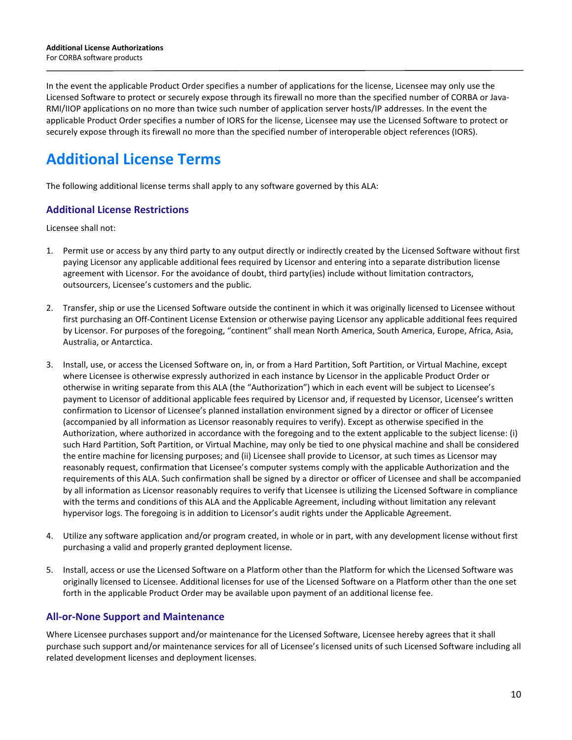In the event the applicable Product Order specifies a number of applications for the license, Licensee may only use the Licensed Software to protect or securely expose through its firewall no more than the specified number of CORBA or Java-RMI/IIOP applications on no more than twice such number of application server hosts/IP addresses. In the event the applicable Product Order specifies a number of IORS for the license, Licensee may use the Licensed Software to protect or securely expose through its firewall no more than the specified number of interoperable object references (IORS).

# Additional License Terms

The following additional license terms shall apply to any software governed by this ALA:

### Additional License Restrictions

Licensee shall not:

1. Permit use or access by any third party to any output directly or indirectly created by the Licensed Software without first paying Licensor any applicable additional fees required by Licensor and entering into a separate distribution license agreement with Licensor. For the avoidance of doubt, third party(ies) include without limitation contractors, outsourcers, Licensee's customers and the public.

2. Transfer, ship or use the Licensed Software outside the continent in which it was originally licensed to Licensee without first purchasing an Off-Continent License Extension or otherwise paying Licensor any applicable additional fees required by Licensor. For purposes of the foregoing, "continent" shall mean North America, South America, Europe, Africa, Asia, Australia, or Antarctica.

3. Install, use, or access the Licensed Software on, in, or from a Hard Partition, Soft Partition, or Virtual Machine, except where Licensee is otherwise expressly authorized in each instance by Licensor in the applicable Product Order or otherwise in writing separate from this ALA (the "Authorization") which in each event will be subject to Licensee's payment to Licensor of additional applicable fees required by Licensor and, if requested by Licensor, Licensee's written confirmation to Licensor of Licensee's planned installation environment signed by a director or officer of Licensee (accompanied by all information as Licensor reasonably requires to verify). Except as otherwise specified in the Authorization, where authorized in accordance with the foregoing and to the extent applicable to the subject license: (i) such Hard Partition, Soft Partition, or Virtual Machine, may only be tied to one physical machine and shall be considered the entire machine for licensing purposes; and (ii) Licensee shall provide to Licensor, at such times as Licensor may reasonably request, confirmation that Licensee's computer systems comply with the applicable Authorization and the requirements of this ALA. Such confirmation shall be signed by a director or officer of Licensee and shall be accompanied by all information as Licensor reasonably requires to verify that Licensee is utilizing the Licensed Software in compliance with the terms and conditions of this ALA and the Applicable Agreement, including without limitation any relevant hypervisor logs. The foregoing is in addition to Licensor's audit rights under the Applicable Agreement.

4. Utilize any software application and/or program created, in whole or in part, with any development license without first purchasing a valid and properly granted deployment license.

5. Install, access or use the Licensed Software on a Platform other than the Platform for which the Licensed Software was originally licensed to Licensee. Additional licenses for use of the Licensed Software on a Platform other than the one set forth in the applicable Product Order may be available upon payment of an additional license fee.

### All-or-None Support and Maintenance

Where Licensee purchases support and/or maintenance for the Licensed Software, Licensee hereby agrees that it shall purchase such support and/or maintenance services for all of Licensee's licensed units of such Licensed Software including all related development licenses and deployment licenses.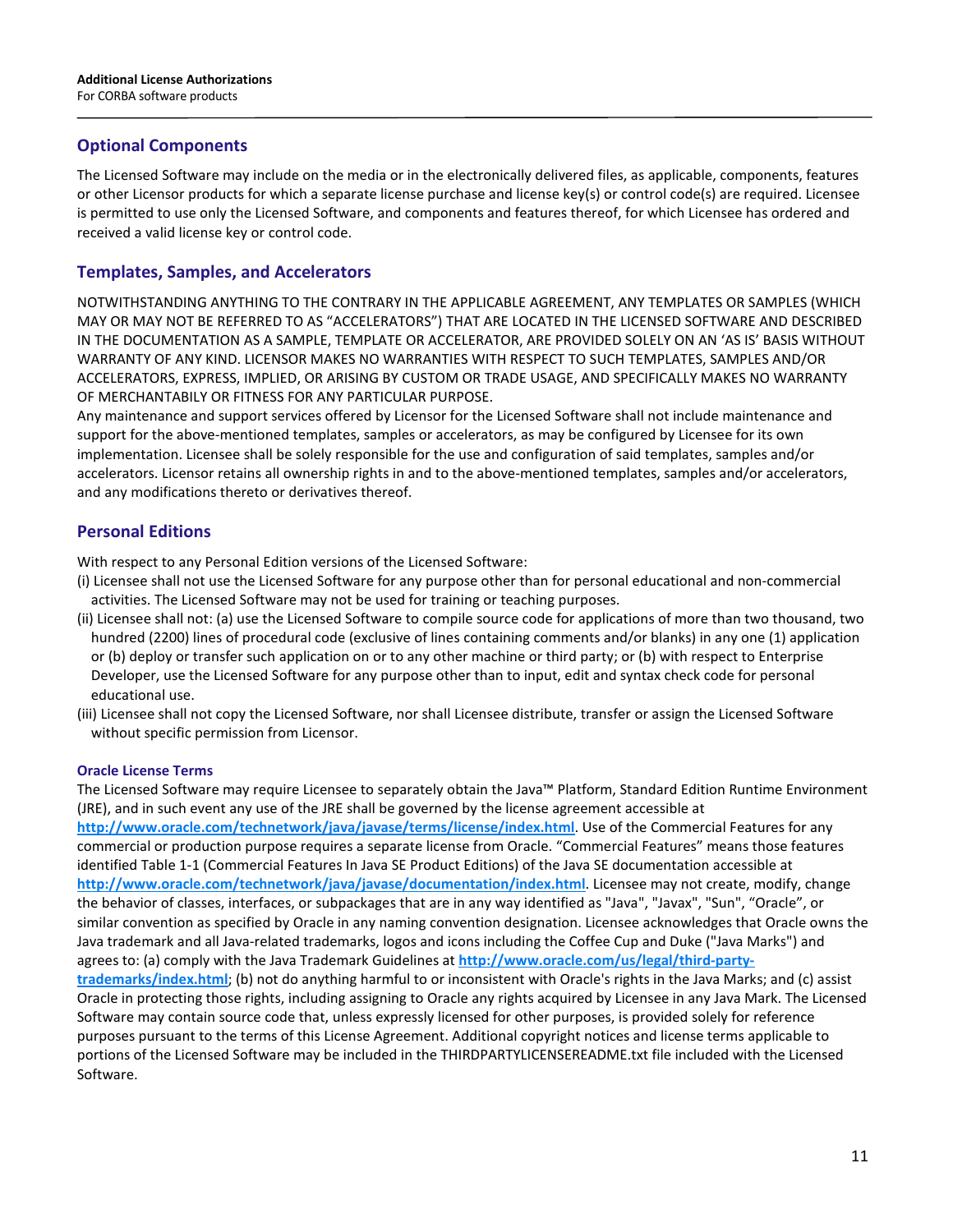## Optional Components

The Licensed Software may include on the media or in the electronically delivered files, as applicable, components, features or other Licensor products for which a separate license purchase and license key(s) or control code(s) are required. Licensee is permitted to use only the Licensed Software, and components and features thereof, for which Licensee has ordered and received a valid license key or control code.

## Templates, Samples, and Accelerators

NOTWITHSTANDING ANYTHING TO THE CONTRARY IN THE APPLICABLE AGREEMENT, ANY TEMPLATES OR SAMPLES (WHICH MAY OR MAY NOT BE REFERRED TO AS "ACCELERATORS") THAT ARE LOCATED IN THE LICENSED SOFTWARE AND DESCRIBED IN THE DOCUMENTATION AS A SAMPLE, TEMPLATE OR ACCELERATOR, ARE PROVIDED SOLELY ON AN 'AS IS' BASIS WITHOUT WARRANTY OF ANY KIND. LICENSOR MAKES NO WARRANTIES WITH RESPECT TO SUCH TEMPLATES, SAMPLES AND/OR ACCELERATORS, EXPRESS, IMPLIED, OR ARISING BY CUSTOM OR TRADE USAGE, AND SPECIFICALLY MAKES NO WARRANTY OF MERCHANTABILY OR FITNESS FOR ANY PARTICULAR PURPOSE.
Any maintenance and support services offered by Licensor for the Licensed Software shall not include maintenance and support for the above-mentioned templates, samples or accelerators, as may be configured by Licensee for its own implementation. Licensee shall be solely responsible for the use and configuration of said templates, samples and/or accelerators. Licensor retains all ownership rights in and to the above-mentioned templates, samples and/or accelerators, and any modifications thereto or derivatives thereof.

## Personal Editions

With respect to any Personal Edition versions of the Licensed Software:

(i) Licensee shall not use the Licensed Software for any purpose other than for personal educational and non-commercial activities. The Licensed Software may not be used for training or teaching purposes.

(ii) Licensee shall not: (a) use the Licensed Software to compile source code for applications of more than two thousand, two hundred (2200) lines of procedural code (exclusive of lines containing comments and/or blanks) in any one (1) application or (b) deploy or transfer such application on or to any other machine or third party; or (b) with respect to Enterprise Developer, use the Licensed Software for any purpose other than to input, edit and syntax check code for personal educational use.

(iii) Licensee shall not copy the Licensed Software, nor shall Licensee distribute, transfer or assign the Licensed Software without specific permission from Licensor.

### Oracle License Terms

The Licensed Software may require Licensee to separately obtain the Java™ Platform, Standard Edition Runtime Environment (JRE), and in such event any use of the JRE shall be governed by the license agreement accessible at **http://www.oracle.com/technetwork/java/javase/terms/license/index.html**. Use of the Commercial Features for any commercial or production purpose requires a separate license from Oracle. "Commercial Features" means those features identified Table 1-1 (Commercial Features In Java SE Product Editions) of the Java SE documentation accessible at **http://www.oracle.com/technetwork/java/javase/documentation/index.html**. Licensee may not create, modify, change the behavior of classes, interfaces, or subpackages that are in any way identified as "Java", "Javax", "Sun", "Oracle", or similar convention as specified by Oracle in any naming convention designation. Licensee acknowledges that Oracle owns the Java trademark and all Java-related trademarks, logos and icons including the Coffee Cup and Duke ("Java Marks") and agrees to: (a) comply with the Java Trademark Guidelines at **http://www.oracle.com/us/legal/third-party-trademarks/index.html**; (b) not do anything harmful to or inconsistent with Oracle's rights in the Java Marks; and (c) assist Oracle in protecting those rights, including assigning to Oracle any rights acquired by Licensee in any Java Mark. The Licensed Software may contain source code that, unless expressly licensed for other purposes, is provided solely for reference purposes pursuant to the terms of this License Agreement. Additional copyright notices and license terms applicable to portions of the Licensed Software may be included in the THIRDPARTYLICENSEREADME.txt file included with the Licensed Software.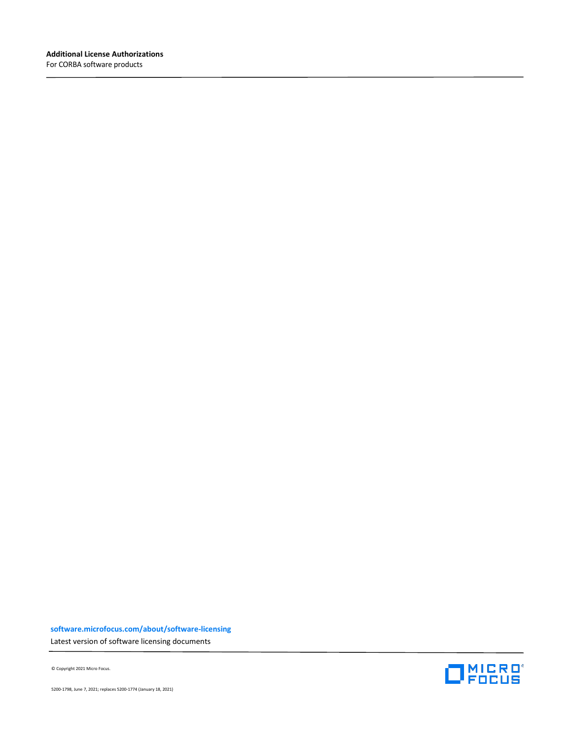**Additional License Authorizations**
For CORBA software products

**software.microfocus.com/about/software-licensing**
Latest version of software licensing documents

© Copyright 2021 Micro Focus.

5200-1798, June 7, 2021; replaces 5200-1774 (January 18, 2021)